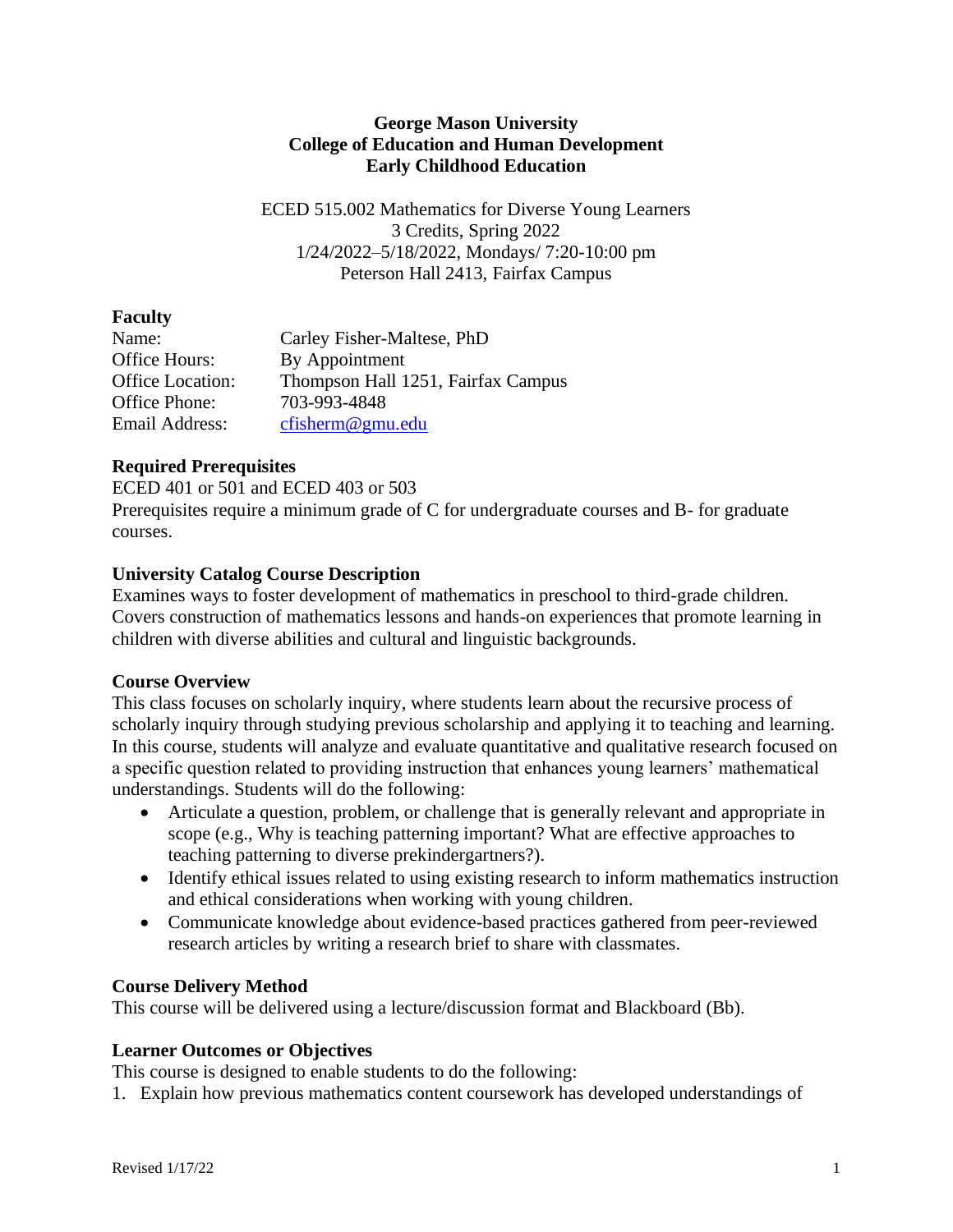**George Mason University**
**College of Education and Human Development**
**Early Childhood Education**

ECED 515.002 Mathematics for Diverse Young Learners
3 Credits, Spring 2022
1/24/2022–5/18/2022, Mondays/ 7:20-10:00 pm
Peterson Hall 2413, Fairfax Campus

## Faculty

| | |
|---|---|
| Name: | Carley Fisher-Maltese, PhD |
| Office Hours: | By Appointment |
| Office Location: | Thompson Hall 1251, Fairfax Campus |
| Office Phone: | 703-993-4848 |
| Email Address: | cfisherm@gmu.edu |

## Required Prerequisites

ECED 401 or 501 and ECED 403 or 503
Prerequisites require a minimum grade of C for undergraduate courses and B- for graduate courses.

## University Catalog Course Description

Examines ways to foster development of mathematics in preschool to third-grade children. Covers construction of mathematics lessons and hands-on experiences that promote learning in children with diverse abilities and cultural and linguistic backgrounds.

## Course Overview

This class focuses on scholarly inquiry, where students learn about the recursive process of scholarly inquiry through studying previous scholarship and applying it to teaching and learning. In this course, students will analyze and evaluate quantitative and qualitative research focused on a specific question related to providing instruction that enhances young learners' mathematical understandings. Students will do the following:

- Articulate a question, problem, or challenge that is generally relevant and appropriate in scope (e.g., Why is teaching patterning important? What are effective approaches to teaching patterning to diverse prekindergartners?).
- Identify ethical issues related to using existing research to inform mathematics instruction and ethical considerations when working with young children.
- Communicate knowledge about evidence-based practices gathered from peer-reviewed research articles by writing a research brief to share with classmates.

## Course Delivery Method

This course will be delivered using a lecture/discussion format and Blackboard (Bb).

## Learner Outcomes or Objectives

This course is designed to enable students to do the following:

1. Explain how previous mathematics content coursework has developed understandings of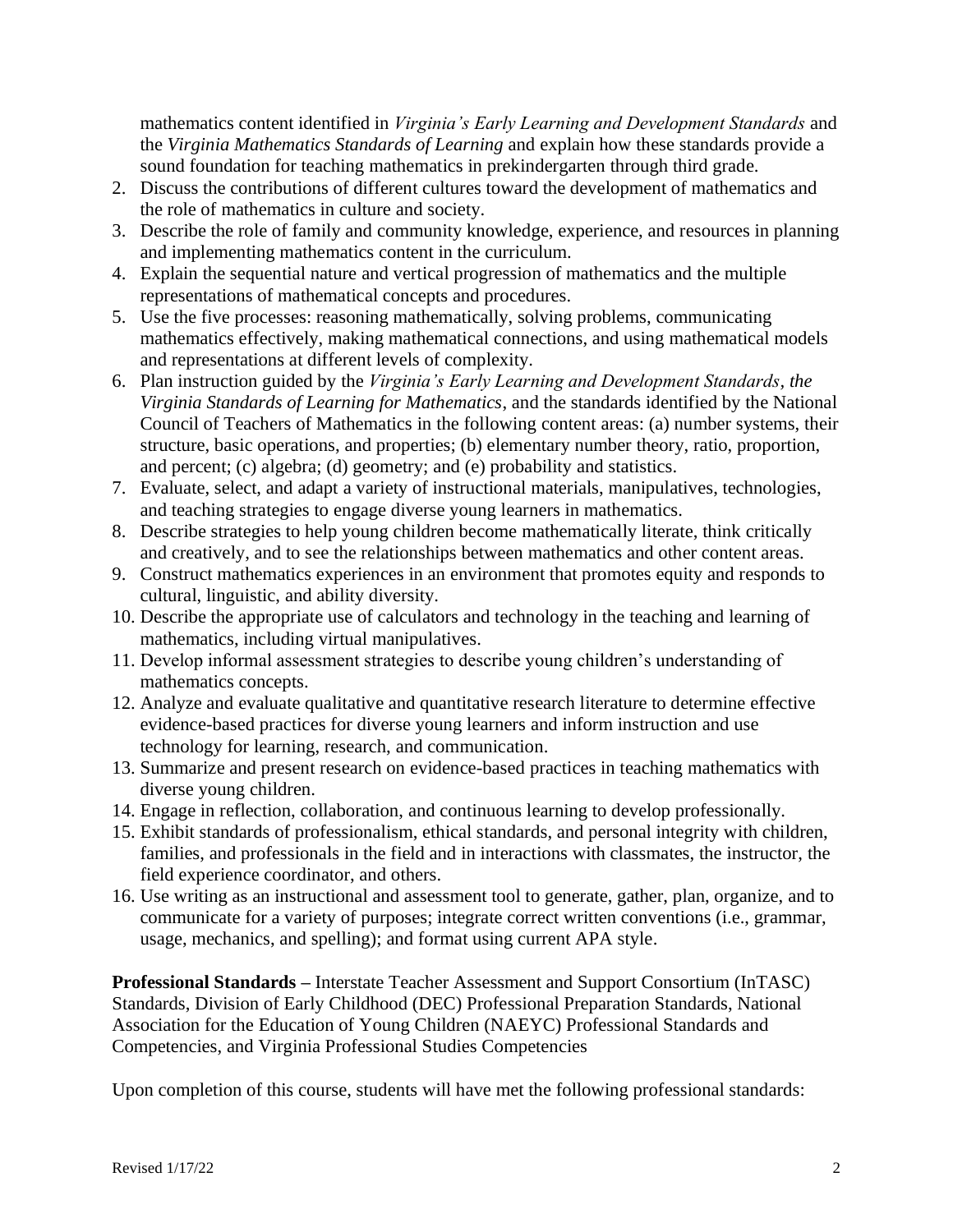mathematics content identified in *Virginia's Early Learning and Development Standards* and the *Virginia Mathematics Standards of Learning* and explain how these standards provide a sound foundation for teaching mathematics in prekindergarten through third grade.

2. Discuss the contributions of different cultures toward the development of mathematics and the role of mathematics in culture and society.
3. Describe the role of family and community knowledge, experience, and resources in planning and implementing mathematics content in the curriculum.
4. Explain the sequential nature and vertical progression of mathematics and the multiple representations of mathematical concepts and procedures.
5. Use the five processes: reasoning mathematically, solving problems, communicating mathematics effectively, making mathematical connections, and using mathematical models and representations at different levels of complexity.
6. Plan instruction guided by the *Virginia's Early Learning and Development Standards, the Virginia Standards of Learning for Mathematics*, and the standards identified by the National Council of Teachers of Mathematics in the following content areas: (a) number systems, their structure, basic operations, and properties; (b) elementary number theory, ratio, proportion, and percent; (c) algebra; (d) geometry; and (e) probability and statistics.
7. Evaluate, select, and adapt a variety of instructional materials, manipulatives, technologies, and teaching strategies to engage diverse young learners in mathematics.
8. Describe strategies to help young children become mathematically literate, think critically and creatively, and to see the relationships between mathematics and other content areas.
9. Construct mathematics experiences in an environment that promotes equity and responds to cultural, linguistic, and ability diversity.
10. Describe the appropriate use of calculators and technology in the teaching and learning of mathematics, including virtual manipulatives.
11. Develop informal assessment strategies to describe young children's understanding of mathematics concepts.
12. Analyze and evaluate qualitative and quantitative research literature to determine effective evidence-based practices for diverse young learners and inform instruction and use technology for learning, research, and communication.
13. Summarize and present research on evidence-based practices in teaching mathematics with diverse young children.
14. Engage in reflection, collaboration, and continuous learning to develop professionally.
15. Exhibit standards of professionalism, ethical standards, and personal integrity with children, families, and professionals in the field and in interactions with classmates, the instructor, the field experience coordinator, and others.
16. Use writing as an instructional and assessment tool to generate, gather, plan, organize, and to communicate for a variety of purposes; integrate correct written conventions (i.e., grammar, usage, mechanics, and spelling); and format using current APA style.

**Professional Standards –** Interstate Teacher Assessment and Support Consortium (InTASC) Standards, Division of Early Childhood (DEC) Professional Preparation Standards, National Association for the Education of Young Children (NAEYC) Professional Standards and Competencies, and Virginia Professional Studies Competencies

Upon completion of this course, students will have met the following professional standards: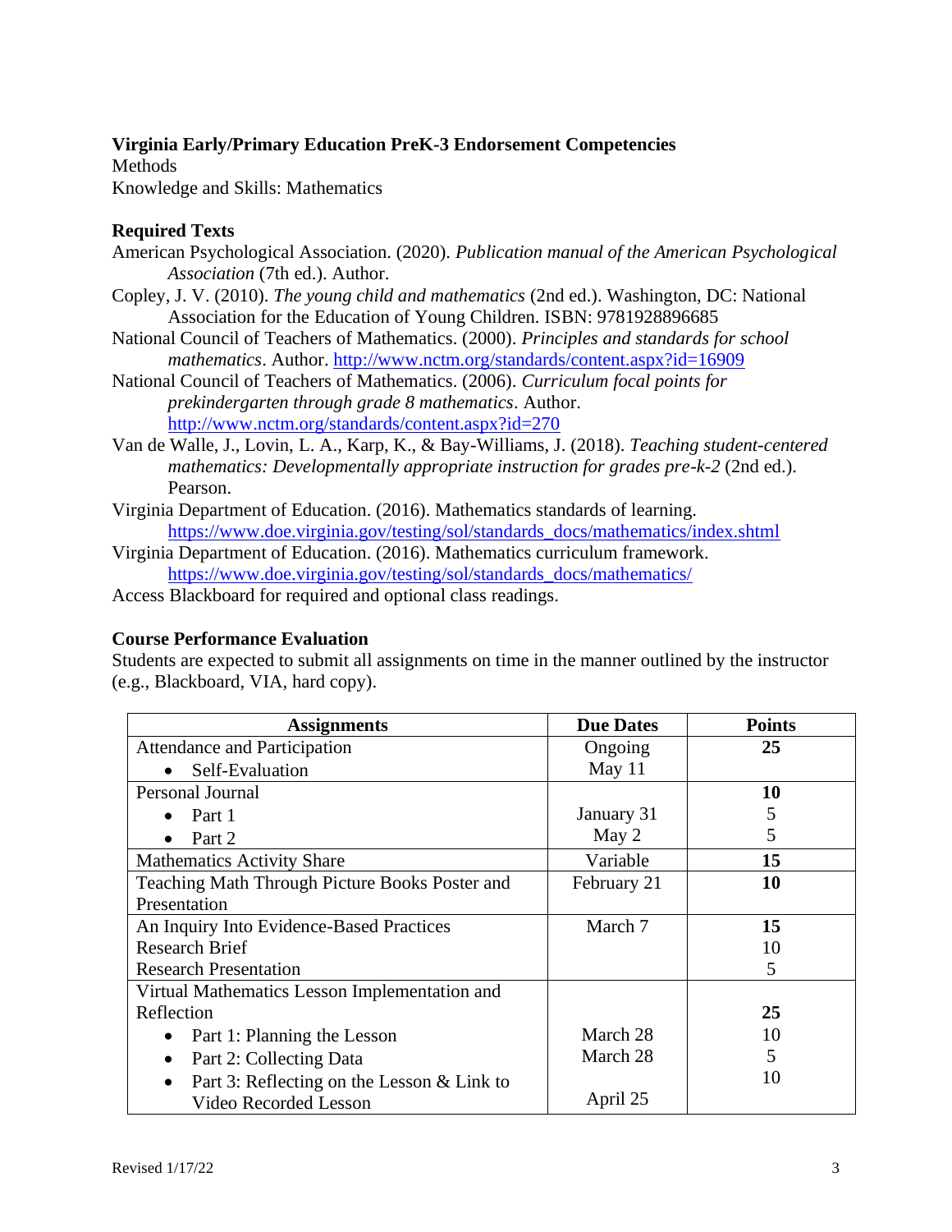**Virginia Early/Primary Education PreK-3 Endorsement Competencies**
Methods
Knowledge and Skills: Mathematics

**Required Texts**

American Psychological Association. (2020). *Publication manual of the American Psychological Association* (7th ed.). Author.

Copley, J. V. (2010). *The young child and mathematics* (2nd ed.). Washington, DC: National Association for the Education of Young Children. ISBN: 9781928896685

National Council of Teachers of Mathematics. (2000). *Principles and standards for school mathematics*. Author. http://www.nctm.org/standards/content.aspx?id=16909

National Council of Teachers of Mathematics. (2006). *Curriculum focal points for prekindergarten through grade 8 mathematics*. Author. http://www.nctm.org/standards/content.aspx?id=270

Van de Walle, J., Lovin, L. A., Karp, K., & Bay-Williams, J. (2018). *Teaching student-centered mathematics: Developmentally appropriate instruction for grades pre-k-2* (2nd ed.). Pearson.

Virginia Department of Education. (2016). Mathematics standards of learning. https://www.doe.virginia.gov/testing/sol/standards_docs/mathematics/index.shtml

Virginia Department of Education. (2016). Mathematics curriculum framework. https://www.doe.virginia.gov/testing/sol/standards_docs/mathematics/

Access Blackboard for required and optional class readings.

**Course Performance Evaluation**

Students are expected to submit all assignments on time in the manner outlined by the instructor (e.g., Blackboard, VIA, hard copy).

| Assignments | Due Dates | Points |
|---|---|---|
| Attendance and Participation<br>• Self-Evaluation | Ongoing<br>May 11 | **25** |
| Personal Journal<br>• Part 1<br>• Part 2 | <br>January 31<br>May 2 | **10**<br>5<br>5 |
| Mathematics Activity Share | Variable | **15** |
| Teaching Math Through Picture Books Poster and Presentation | February 21 | **10** |
| An Inquiry Into Evidence-Based Practices<br>Research Brief<br>Research Presentation | March 7 | **15**<br>10<br>5 |
| Virtual Mathematics Lesson Implementation and Reflection<br>• Part 1: Planning the Lesson<br>• Part 2: Collecting Data<br>• Part 3: Reflecting on the Lesson & Link to Video Recorded Lesson | <br>March 28<br>March 28<br>April 25 | **25**<br>10<br>5<br>10 |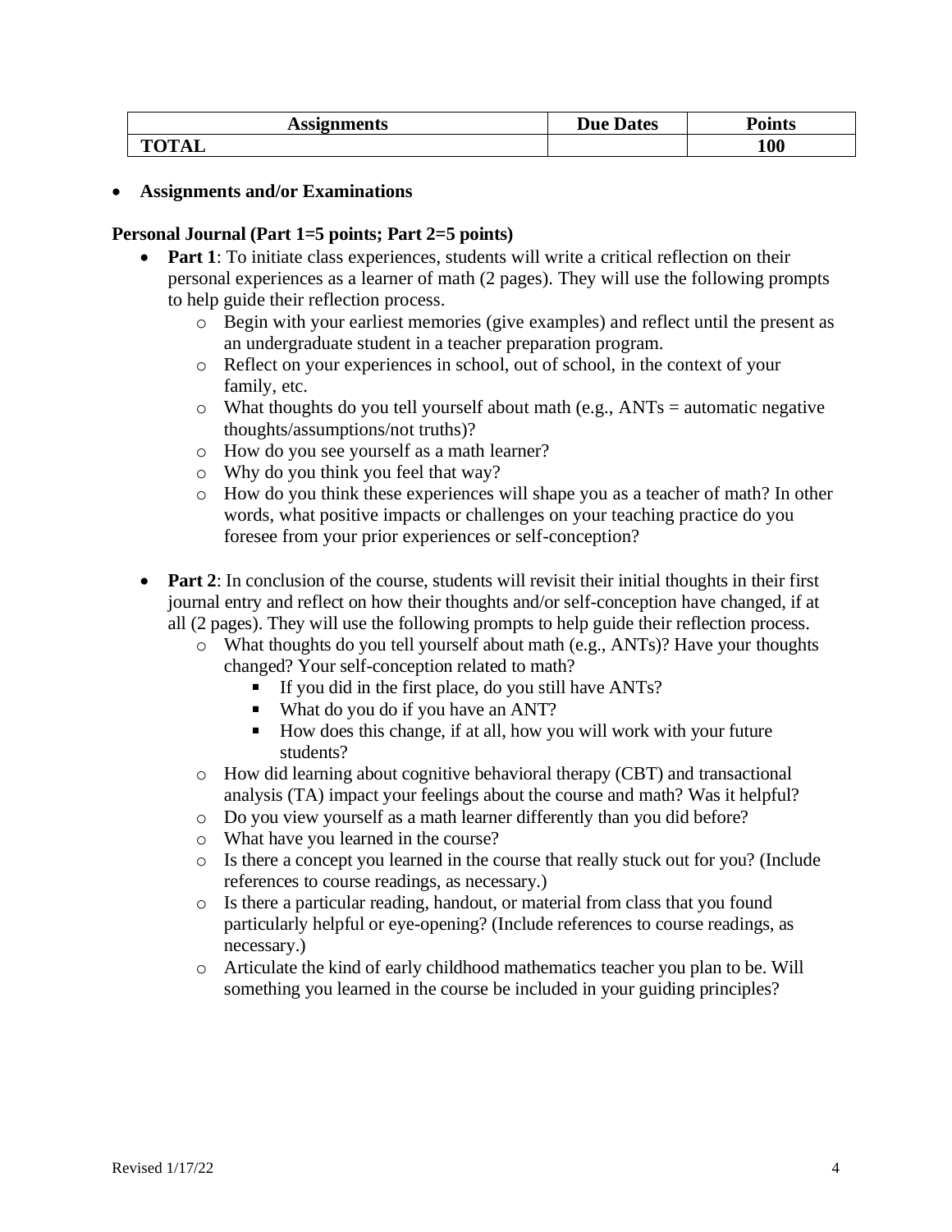| Assignments | Due Dates | Points |
| --- | --- | --- |
| **TOTAL** | | **100** |

- **Assignments and/or Examinations**

**Personal Journal (Part 1=5 points; Part 2=5 points)**

- **Part 1**: To initiate class experiences, students will write a critical reflection on their personal experiences as a learner of math (2 pages). They will use the following prompts to help guide their reflection process.
    - Begin with your earliest memories (give examples) and reflect until the present as an undergraduate student in a teacher preparation program.
    - Reflect on your experiences in school, out of school, in the context of your family, etc.
    - What thoughts do you tell yourself about math (e.g., ANTs = automatic negative thoughts/assumptions/not truths)?
    - How do you see yourself as a math learner?
    - Why do you think you feel that way?
    - How do you think these experiences will shape you as a teacher of math? In other words, what positive impacts or challenges on your teaching practice do you foresee from your prior experiences or self-conception?

- **Part 2**: In conclusion of the course, students will revisit their initial thoughts in their first journal entry and reflect on how their thoughts and/or self-conception have changed, if at all (2 pages). They will use the following prompts to help guide their reflection process.
    - What thoughts do you tell yourself about math (e.g., ANTs)? Have your thoughts changed? Your self-conception related to math?
        - If you did in the first place, do you still have ANTs?
        - What do you do if you have an ANT?
        - How does this change, if at all, how you will work with your future students?
    - How did learning about cognitive behavioral therapy (CBT) and transactional analysis (TA) impact your feelings about the course and math? Was it helpful?
    - Do you view yourself as a math learner differently than you did before?
    - What have you learned in the course?
    - Is there a concept you learned in the course that really stuck out for you? (Include references to course readings, as necessary.)
    - Is there a particular reading, handout, or material from class that you found particularly helpful or eye-opening? (Include references to course readings, as necessary.)
    - Articulate the kind of early childhood mathematics teacher you plan to be. Will something you learned in the course be included in your guiding principles?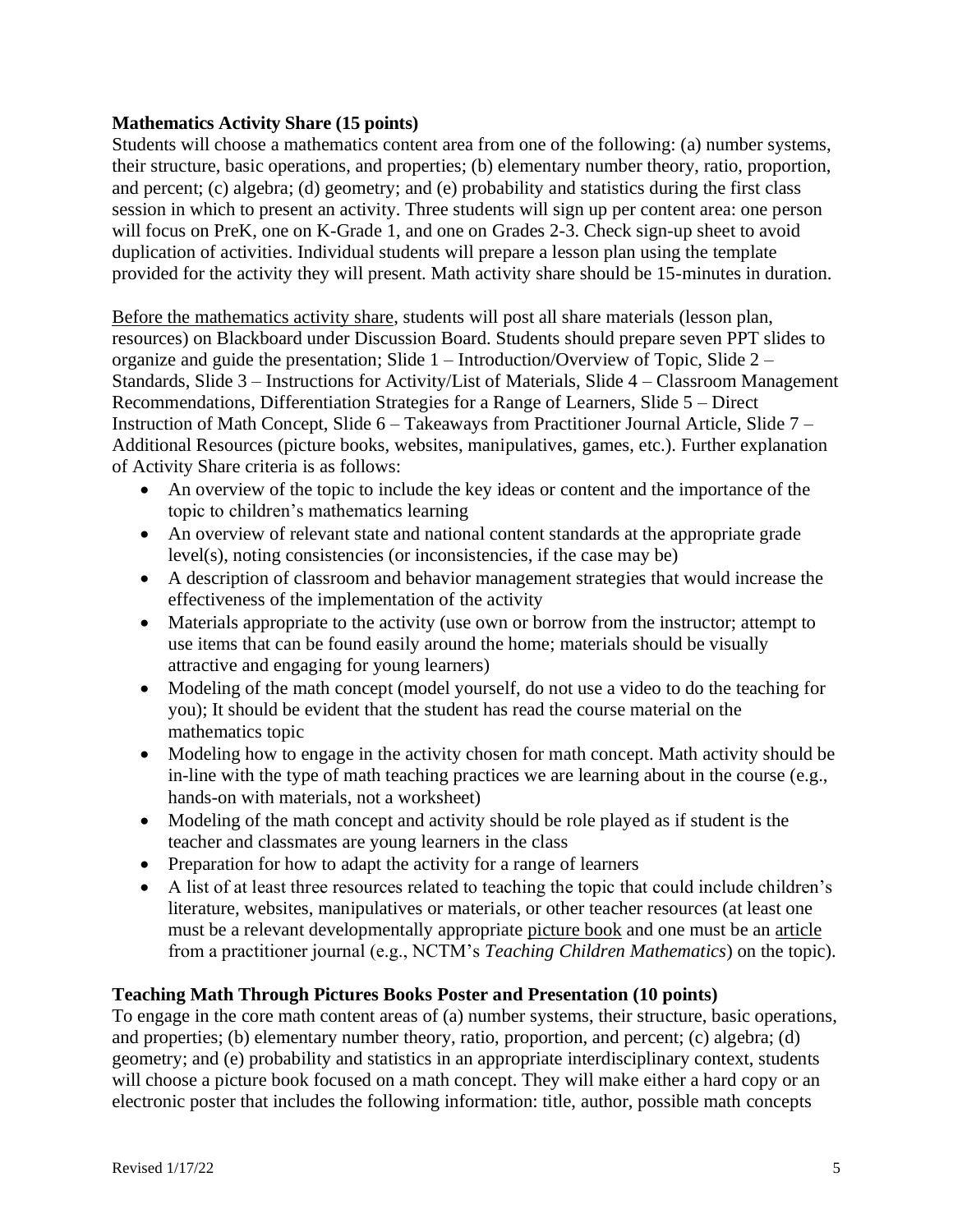**Mathematics Activity Share (15 points)**

Students will choose a mathematics content area from one of the following: (a) number systems, their structure, basic operations, and properties; (b) elementary number theory, ratio, proportion, and percent; (c) algebra; (d) geometry; and (e) probability and statistics during the first class session in which to present an activity. Three students will sign up per content area: one person will focus on PreK, one on K-Grade 1, and one on Grades 2-3. Check sign-up sheet to avoid duplication of activities. Individual students will prepare a lesson plan using the template provided for the activity they will present. Math activity share should be 15-minutes in duration.

<u>Before the mathematics activity share</u>, students will post all share materials (lesson plan, resources) on Blackboard under Discussion Board. Students should prepare seven PPT slides to organize and guide the presentation; Slide 1 – Introduction/Overview of Topic, Slide 2 – Standards, Slide 3 – Instructions for Activity/List of Materials, Slide 4 – Classroom Management Recommendations, Differentiation Strategies for a Range of Learners, Slide 5 – Direct Instruction of Math Concept, Slide 6 – Takeaways from Practitioner Journal Article, Slide 7 – Additional Resources (picture books, websites, manipulatives, games, etc.). Further explanation of Activity Share criteria is as follows:

- An overview of the topic to include the key ideas or content and the importance of the topic to children's mathematics learning
- An overview of relevant state and national content standards at the appropriate grade level(s), noting consistencies (or inconsistencies, if the case may be)
- A description of classroom and behavior management strategies that would increase the effectiveness of the implementation of the activity
- Materials appropriate to the activity (use own or borrow from the instructor; attempt to use items that can be found easily around the home; materials should be visually attractive and engaging for young learners)
- Modeling of the math concept (model yourself, do not use a video to do the teaching for you); It should be evident that the student has read the course material on the mathematics topic
- Modeling how to engage in the activity chosen for math concept. Math activity should be in-line with the type of math teaching practices we are learning about in the course (e.g., hands-on with materials, not a worksheet)
- Modeling of the math concept and activity should be role played as if student is the teacher and classmates are young learners in the class
- Preparation for how to adapt the activity for a range of learners
- A list of at least three resources related to teaching the topic that could include children's literature, websites, manipulatives or materials, or other teacher resources (at least one must be a relevant developmentally appropriate <u>picture book</u> and one must be an <u>article</u> from a practitioner journal (e.g., NCTM's *Teaching Children Mathematics*) on the topic).

**Teaching Math Through Pictures Books Poster and Presentation (10 points)**

To engage in the core math content areas of (a) number systems, their structure, basic operations, and properties; (b) elementary number theory, ratio, proportion, and percent; (c) algebra; (d) geometry; and (e) probability and statistics in an appropriate interdisciplinary context, students will choose a picture book focused on a math concept. They will make either a hard copy or an electronic poster that includes the following information: title, author, possible math concepts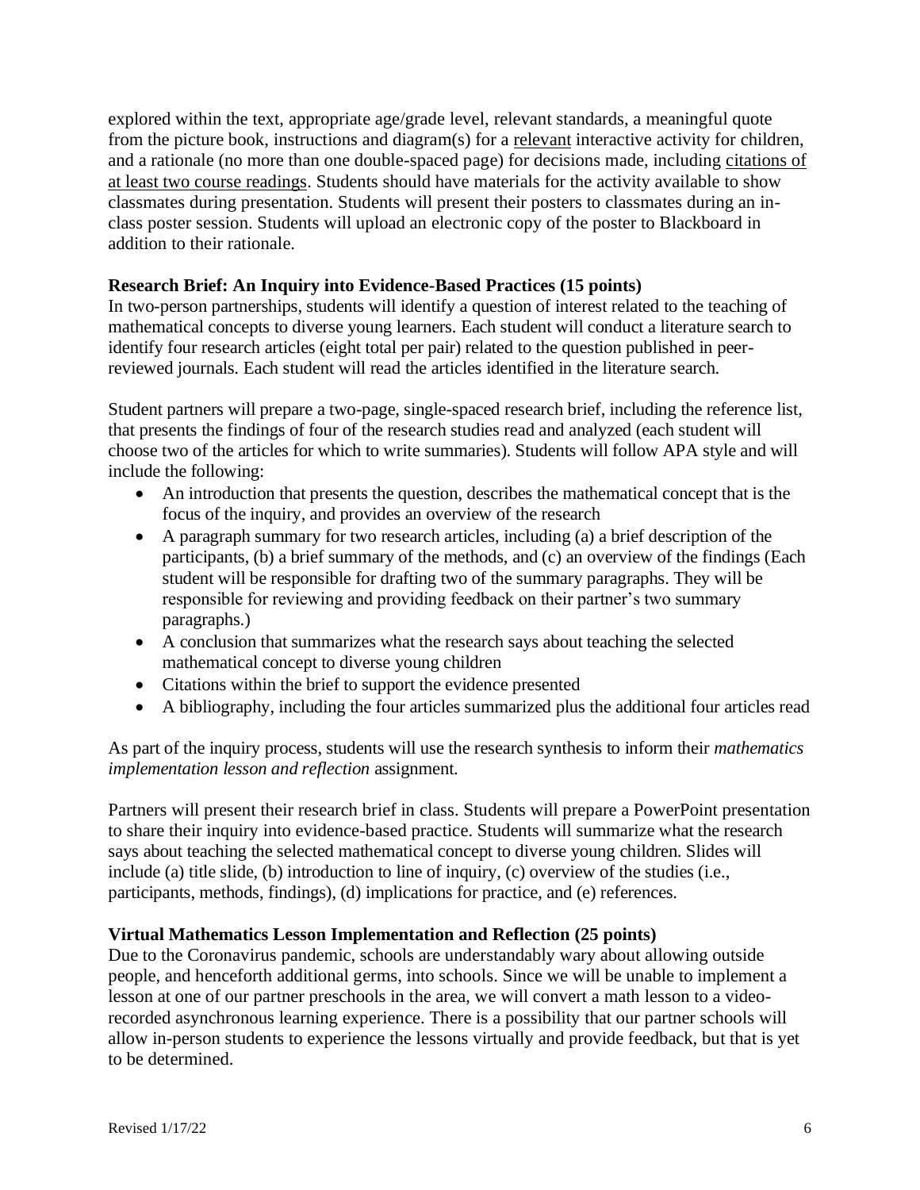explored within the text, appropriate age/grade level, relevant standards, a meaningful quote from the picture book, instructions and diagram(s) for a relevant interactive activity for children, and a rationale (no more than one double-spaced page) for decisions made, including citations of at least two course readings. Students should have materials for the activity available to show classmates during presentation. Students will present their posters to classmates during an in-class poster session. Students will upload an electronic copy of the poster to Blackboard in addition to their rationale.

**Research Brief: An Inquiry into Evidence-Based Practices (15 points)**

In two-person partnerships, students will identify a question of interest related to the teaching of mathematical concepts to diverse young learners. Each student will conduct a literature search to identify four research articles (eight total per pair) related to the question published in peer-reviewed journals. Each student will read the articles identified in the literature search.

Student partners will prepare a two-page, single-spaced research brief, including the reference list, that presents the findings of four of the research studies read and analyzed (each student will choose two of the articles for which to write summaries). Students will follow APA style and will include the following:

- An introduction that presents the question, describes the mathematical concept that is the focus of the inquiry, and provides an overview of the research
- A paragraph summary for two research articles, including (a) a brief description of the participants, (b) a brief summary of the methods, and (c) an overview of the findings (Each student will be responsible for drafting two of the summary paragraphs. They will be responsible for reviewing and providing feedback on their partner's two summary paragraphs.)
- A conclusion that summarizes what the research says about teaching the selected mathematical concept to diverse young children
- Citations within the brief to support the evidence presented
- A bibliography, including the four articles summarized plus the additional four articles read

As part of the inquiry process, students will use the research synthesis to inform their *mathematics implementation lesson and reflection* assignment.

Partners will present their research brief in class. Students will prepare a PowerPoint presentation to share their inquiry into evidence-based practice. Students will summarize what the research says about teaching the selected mathematical concept to diverse young children. Slides will include (a) title slide, (b) introduction to line of inquiry, (c) overview of the studies (i.e., participants, methods, findings), (d) implications for practice, and (e) references.

**Virtual Mathematics Lesson Implementation and Reflection (25 points)**

Due to the Coronavirus pandemic, schools are understandably wary about allowing outside people, and henceforth additional germs, into schools. Since we will be unable to implement a lesson at one of our partner preschools in the area, we will convert a math lesson to a video-recorded asynchronous learning experience. There is a possibility that our partner schools will allow in-person students to experience the lessons virtually and provide feedback, but that is yet to be determined.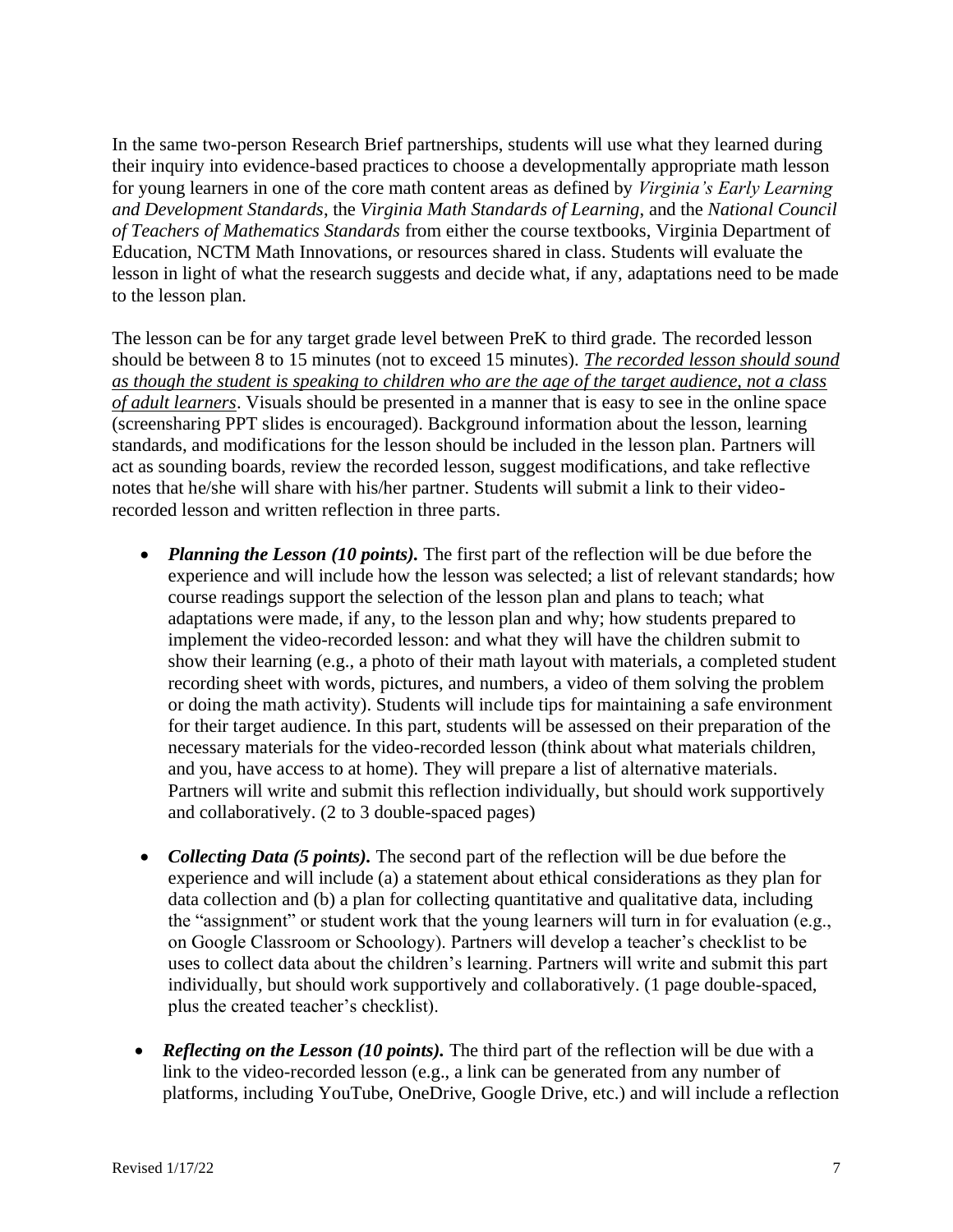In the same two-person Research Brief partnerships, students will use what they learned during their inquiry into evidence-based practices to choose a developmentally appropriate math lesson for young learners in one of the core math content areas as defined by *Virginia's Early Learning and Development Standards*, the *Virginia Math Standards of Learning*, and the *National Council of Teachers of Mathematics Standards* from either the course textbooks, Virginia Department of Education, NCTM Math Innovations, or resources shared in class. Students will evaluate the lesson in light of what the research suggests and decide what, if any, adaptations need to be made to the lesson plan.

The lesson can be for any target grade level between PreK to third grade. The recorded lesson should be between 8 to 15 minutes (not to exceed 15 minutes). ***The recorded lesson should sound as though the student is speaking to children who are the age of the target audience, not a class of adult learners***. Visuals should be presented in a manner that is easy to see in the online space (screensharing PPT slides is encouraged). Background information about the lesson, learning standards, and modifications for the lesson should be included in the lesson plan. Partners will act as sounding boards, review the recorded lesson, suggest modifications, and take reflective notes that he/she will share with his/her partner. Students will submit a link to their video-recorded lesson and written reflection in three parts.

- ***Planning the Lesson (10 points).*** The first part of the reflection will be due before the experience and will include how the lesson was selected; a list of relevant standards; how course readings support the selection of the lesson plan and plans to teach; what adaptations were made, if any, to the lesson plan and why; how students prepared to implement the video-recorded lesson: and what they will have the children submit to show their learning (e.g., a photo of their math layout with materials, a completed student recording sheet with words, pictures, and numbers, a video of them solving the problem or doing the math activity). Students will include tips for maintaining a safe environment for their target audience. In this part, students will be assessed on their preparation of the necessary materials for the video-recorded lesson (think about what materials children, and you, have access to at home). They will prepare a list of alternative materials. Partners will write and submit this reflection individually, but should work supportively and collaboratively. (2 to 3 double-spaced pages)

- ***Collecting Data (5 points).*** The second part of the reflection will be due before the experience and will include (a) a statement about ethical considerations as they plan for data collection and (b) a plan for collecting quantitative and qualitative data, including the "assignment" or student work that the young learners will turn in for evaluation (e.g., on Google Classroom or Schoology). Partners will develop a teacher's checklist to be uses to collect data about the children's learning. Partners will write and submit this part individually, but should work supportively and collaboratively. (1 page double-spaced, plus the created teacher's checklist).

- ***Reflecting on the Lesson (10 points).*** The third part of the reflection will be due with a link to the video-recorded lesson (e.g., a link can be generated from any number of platforms, including YouTube, OneDrive, Google Drive, etc.) and will include a reflection

Revised 1/17/22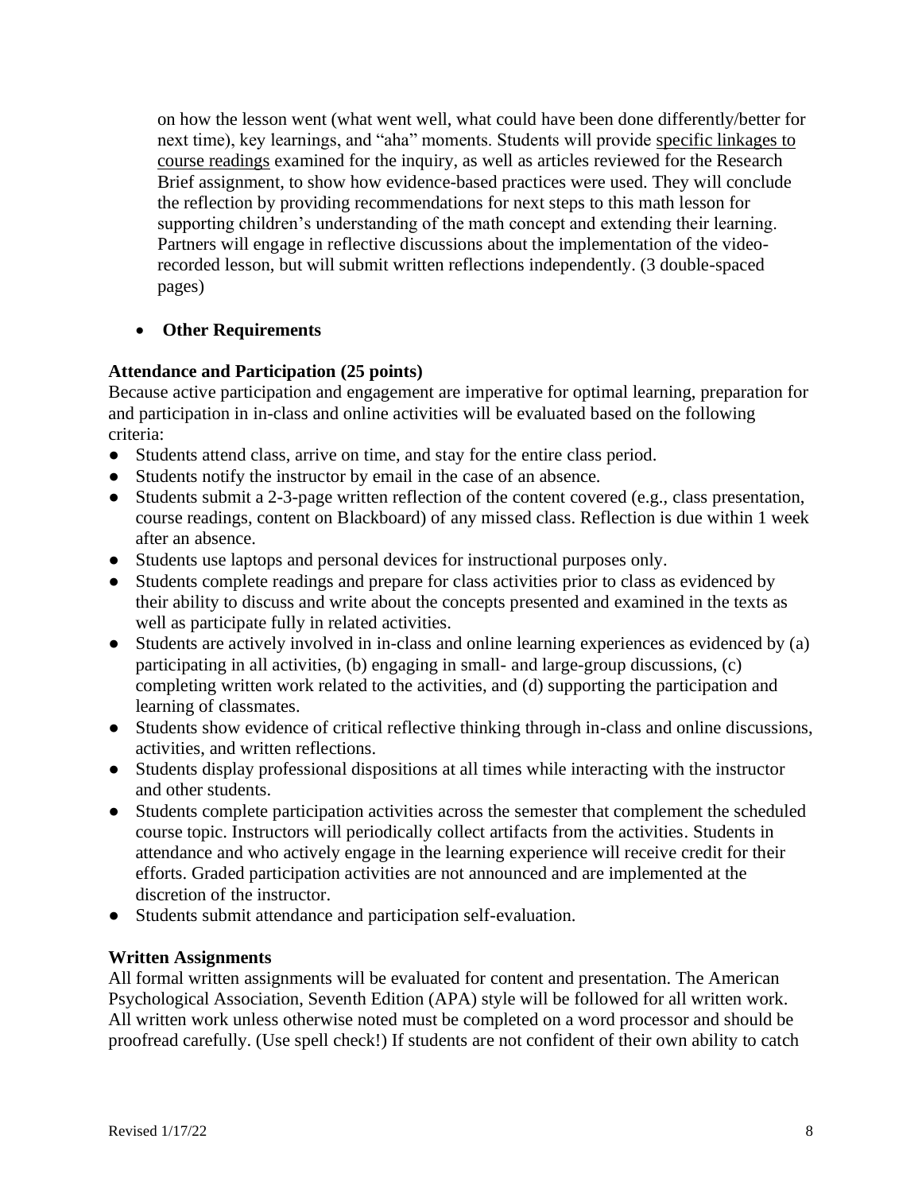on how the lesson went (what went well, what could have been done differently/better for next time), key learnings, and "aha" moments. Students will provide specific linkages to course readings examined for the inquiry, as well as articles reviewed for the Research Brief assignment, to show how evidence-based practices were used. They will conclude the reflection by providing recommendations for next steps to this math lesson for supporting children's understanding of the math concept and extending their learning. Partners will engage in reflective discussions about the implementation of the video-recorded lesson, but will submit written reflections independently. (3 double-spaced pages)

- **Other Requirements**

**Attendance and Participation (25 points)**

Because active participation and engagement are imperative for optimal learning, preparation for and participation in in-class and online activities will be evaluated based on the following criteria:

- Students attend class, arrive on time, and stay for the entire class period.
- Students notify the instructor by email in the case of an absence.
- Students submit a 2-3-page written reflection of the content covered (e.g., class presentation, course readings, content on Blackboard) of any missed class. Reflection is due within 1 week after an absence.
- Students use laptops and personal devices for instructional purposes only.
- Students complete readings and prepare for class activities prior to class as evidenced by their ability to discuss and write about the concepts presented and examined in the texts as well as participate fully in related activities.
- Students are actively involved in in-class and online learning experiences as evidenced by (a) participating in all activities, (b) engaging in small- and large-group discussions, (c) completing written work related to the activities, and (d) supporting the participation and learning of classmates.
- Students show evidence of critical reflective thinking through in-class and online discussions, activities, and written reflections.
- Students display professional dispositions at all times while interacting with the instructor and other students.
- Students complete participation activities across the semester that complement the scheduled course topic. Instructors will periodically collect artifacts from the activities. Students in attendance and who actively engage in the learning experience will receive credit for their efforts. Graded participation activities are not announced and are implemented at the discretion of the instructor.
- Students submit attendance and participation self-evaluation.

**Written Assignments**

All formal written assignments will be evaluated for content and presentation. The American Psychological Association, Seventh Edition (APA) style will be followed for all written work. All written work unless otherwise noted must be completed on a word processor and should be proofread carefully. (Use spell check!) If students are not confident of their own ability to catch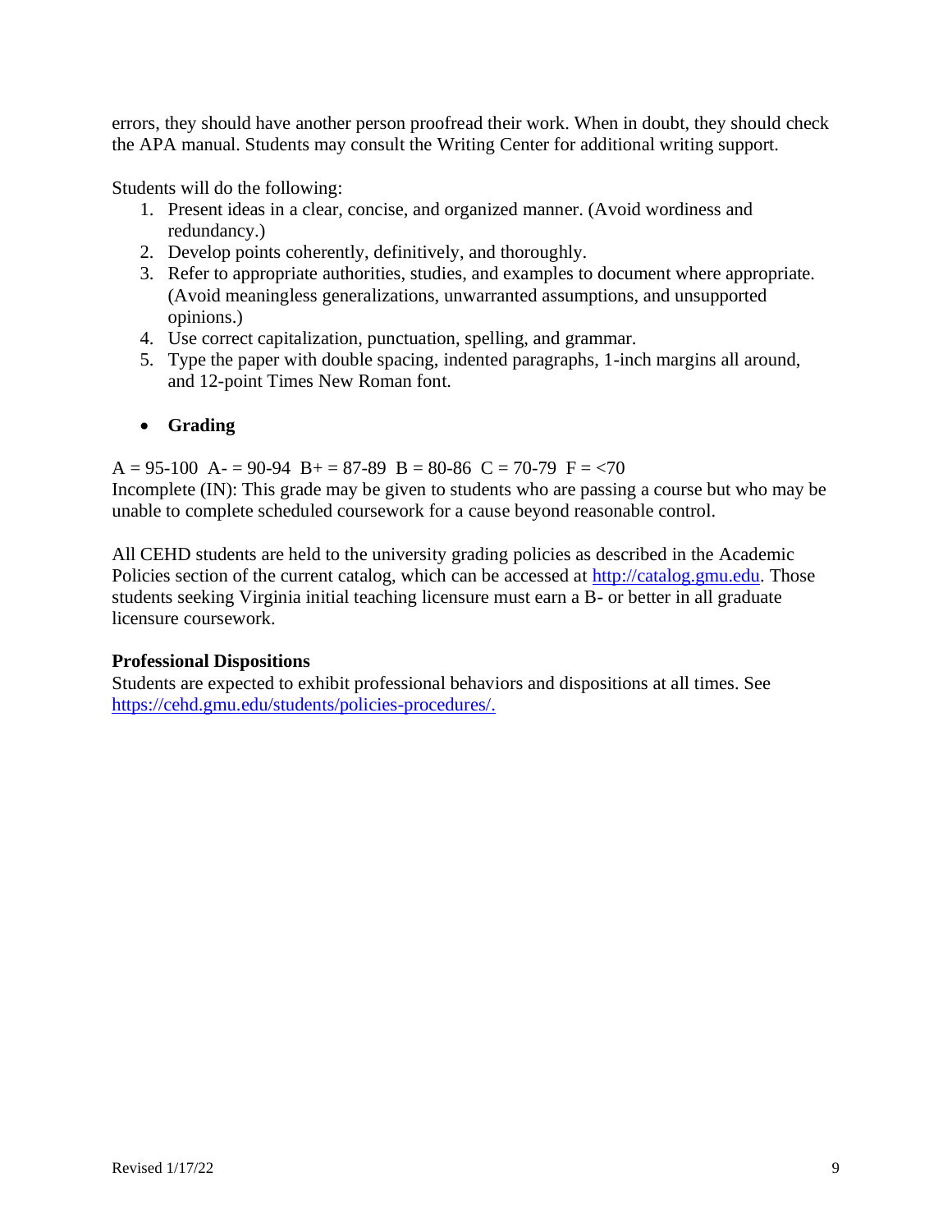errors, they should have another person proofread their work. When in doubt, they should check the APA manual. Students may consult the Writing Center for additional writing support.

Students will do the following:

1. Present ideas in a clear, concise, and organized manner. (Avoid wordiness and redundancy.)
2. Develop points coherently, definitively, and thoroughly.
3. Refer to appropriate authorities, studies, and examples to document where appropriate. (Avoid meaningless generalizations, unwarranted assumptions, and unsupported opinions.)
4. Use correct capitalization, punctuation, spelling, and grammar.
5. Type the paper with double spacing, indented paragraphs, 1-inch margins all around, and 12-point Times New Roman font.

- **Grading**

A = 95-100  A- = 90-94  B+ = 87-89  B = 80-86  C = 70-79  F = <70
Incomplete (IN): This grade may be given to students who are passing a course but who may be unable to complete scheduled coursework for a cause beyond reasonable control.

All CEHD students are held to the university grading policies as described in the Academic Policies section of the current catalog, which can be accessed at [http://catalog.gmu.edu](http://catalog.gmu.edu). Those students seeking Virginia initial teaching licensure must earn a B- or better in all graduate licensure coursework.

**Professional Dispositions**
Students are expected to exhibit professional behaviors and dispositions at all times. See [https://cehd.gmu.edu/students/policies-procedures/.](https://cehd.gmu.edu/students/policies-procedures/)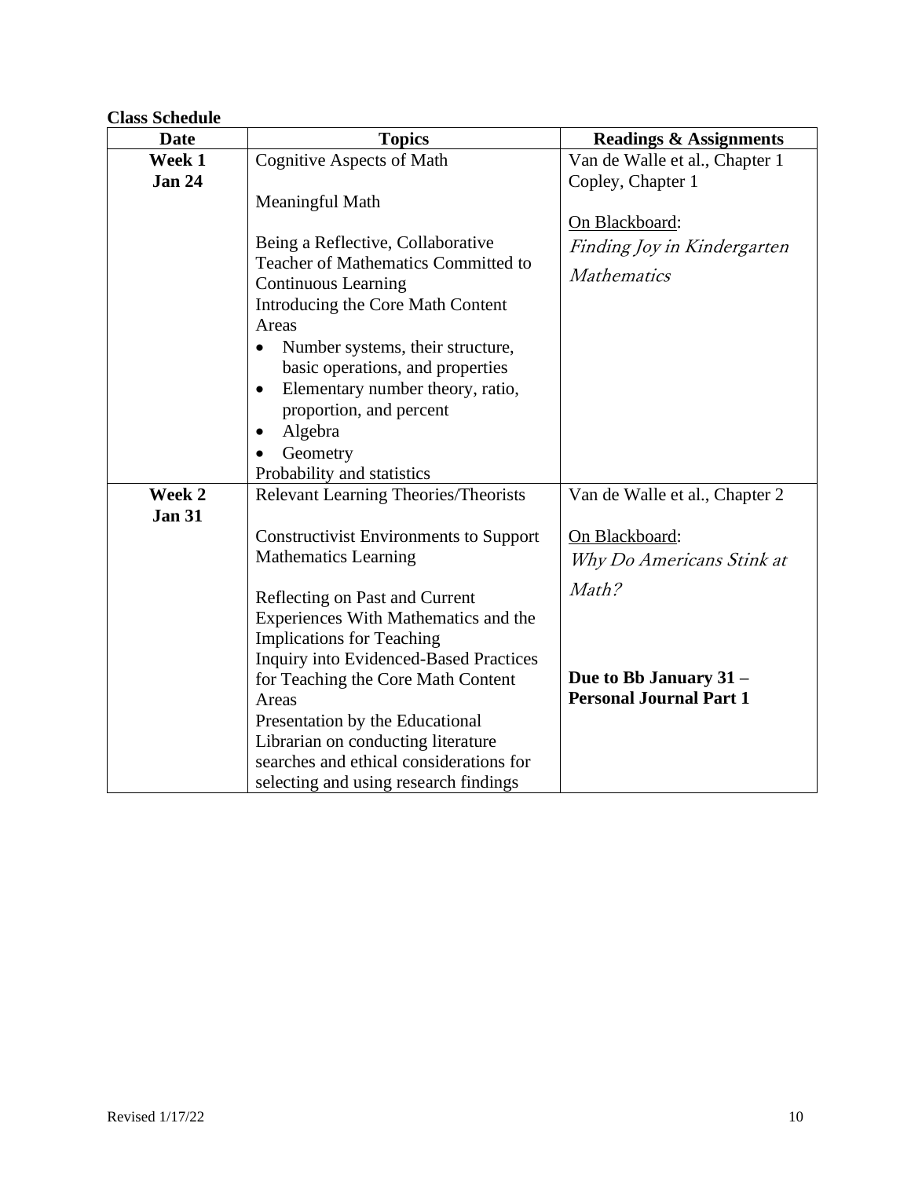**Class Schedule**

| Date | Topics | Readings & Assignments |
|---|---|---|
| **Week 1** **Jan 24** | Cognitive Aspects of Math<br><br>Meaningful Math<br><br>Being a Reflective, Collaborative Teacher of Mathematics Committed to Continuous Learning<br>Introducing the Core Math Content Areas<br>• Number systems, their structure, basic operations, and properties<br>• Elementary number theory, ratio, proportion, and percent<br>• Algebra<br>• Geometry<br>Probability and statistics | Van de Walle et al., Chapter 1<br>Copley, Chapter 1<br><br>On Blackboard:<br>*Finding Joy in Kindergarten Mathematics* |
| **Week 2** **Jan 31** | Relevant Learning Theories/Theorists<br><br>Constructivist Environments to Support Mathematics Learning<br><br>Reflecting on Past and Current Experiences With Mathematics and the Implications for Teaching<br>Inquiry into Evidenced-Based Practices for Teaching the Core Math Content Areas<br>Presentation by the Educational Librarian on conducting literature searches and ethical considerations for selecting and using research findings | Van de Walle et al., Chapter 2<br><br>On Blackboard:<br>*Why Do Americans Stink at Math?*<br><br>**Due to Bb January 31 – Personal Journal Part 1** |

Revised 1/17/22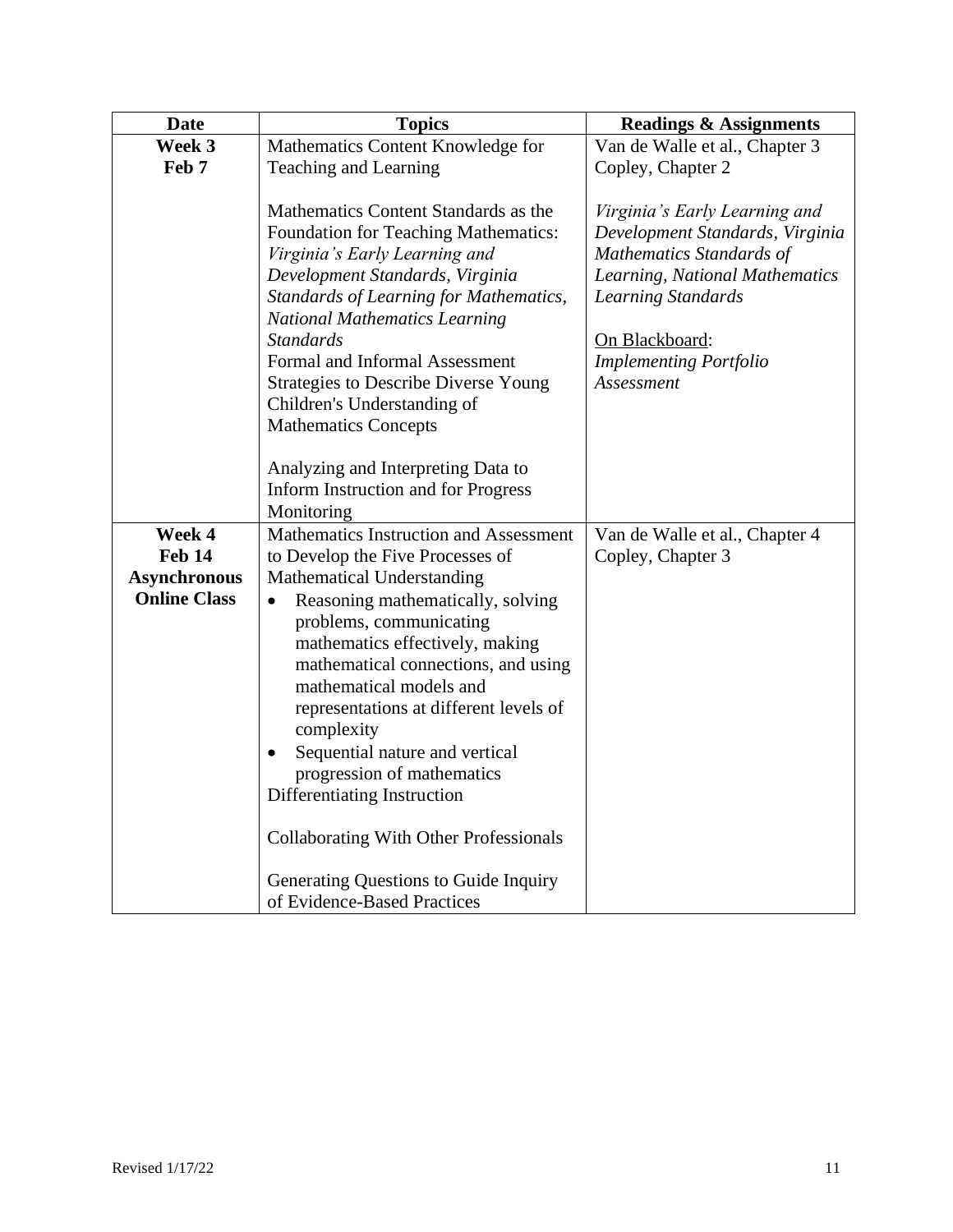| Date | Topics | Readings & Assignments |
|---|---|---|
| **Week 3**<br>**Feb 7** | Mathematics Content Knowledge for Teaching and Learning<br><br>Mathematics Content Standards as the Foundation for Teaching Mathematics: *Virginia's Early Learning and Development Standards, Virginia Standards of Learning for Mathematics, National Mathematics Learning Standards*<br>Formal and Informal Assessment Strategies to Describe Diverse Young Children's Understanding of Mathematics Concepts<br><br>Analyzing and Interpreting Data to Inform Instruction and for Progress Monitoring | Van de Walle et al., Chapter 3<br>Copley, Chapter 2<br><br>*Virginia's Early Learning and Development Standards, Virginia Mathematics Standards of Learning, National Mathematics Learning Standards*<br><br>On Blackboard:<br>*Implementing Portfolio Assessment* |
| **Week 4**<br>**Feb 14**<br>**Asynchronous Online Class** | Mathematics Instruction and Assessment to Develop the Five Processes of Mathematical Understanding<br>• Reasoning mathematically, solving problems, communicating mathematics effectively, making mathematical connections, and using mathematical models and representations at different levels of complexity<br>• Sequential nature and vertical progression of mathematics<br>Differentiating Instruction<br><br>Collaborating With Other Professionals<br><br>Generating Questions to Guide Inquiry of Evidence-Based Practices | Van de Walle et al., Chapter 4<br>Copley, Chapter 3 |

Revised 1/17/22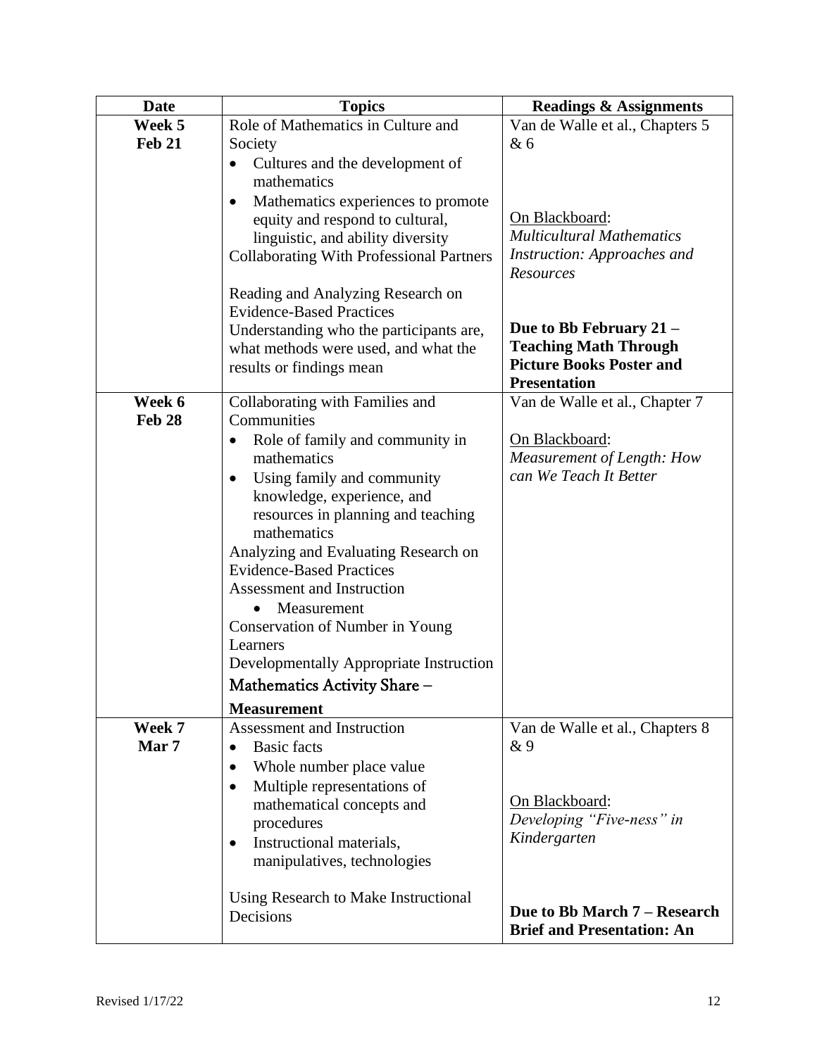| Date | Topics | Readings & Assignments |
|---|---|---|
| **Week 5**<br>**Feb 21** | Role of Mathematics in Culture and Society<br>• Cultures and the development of mathematics<br>• Mathematics experiences to promote equity and respond to cultural, linguistic, and ability diversity<br>Collaborating With Professional Partners<br><br>Reading and Analyzing Research on Evidence-Based Practices<br>Understanding who the participants are, what methods were used, and what the results or findings mean | Van de Walle et al., Chapters 5 & 6<br><br>On Blackboard:<br>*Multicultural Mathematics Instruction: Approaches and Resources*<br><br>**Due to Bb February 21 – Teaching Math Through Picture Books Poster and Presentation** |
| **Week 6**<br>**Feb 28** | Collaborating with Families and Communities<br>• Role of family and community in mathematics<br>• Using family and community knowledge, experience, and resources in planning and teaching mathematics<br>Analyzing and Evaluating Research on Evidence-Based Practices<br>Assessment and Instruction<br>• Measurement<br>Conservation of Number in Young Learners<br>Developmentally Appropriate Instruction<br>Mathematics Activity Share – **Measurement** | Van de Walle et al., Chapter 7<br><br>On Blackboard:<br>*Measurement of Length: How can We Teach It Better* |
| **Week 7**<br>**Mar 7** | Assessment and Instruction<br>• Basic facts<br>• Whole number place value<br>• Multiple representations of mathematical concepts and procedures<br>• Instructional materials, manipulatives, technologies<br><br>Using Research to Make Instructional Decisions | Van de Walle et al., Chapters 8 & 9<br><br>On Blackboard:<br>*Developing "Five-ness" in Kindergarten*<br><br>**Due to Bb March 7 – Research Brief and Presentation: An** |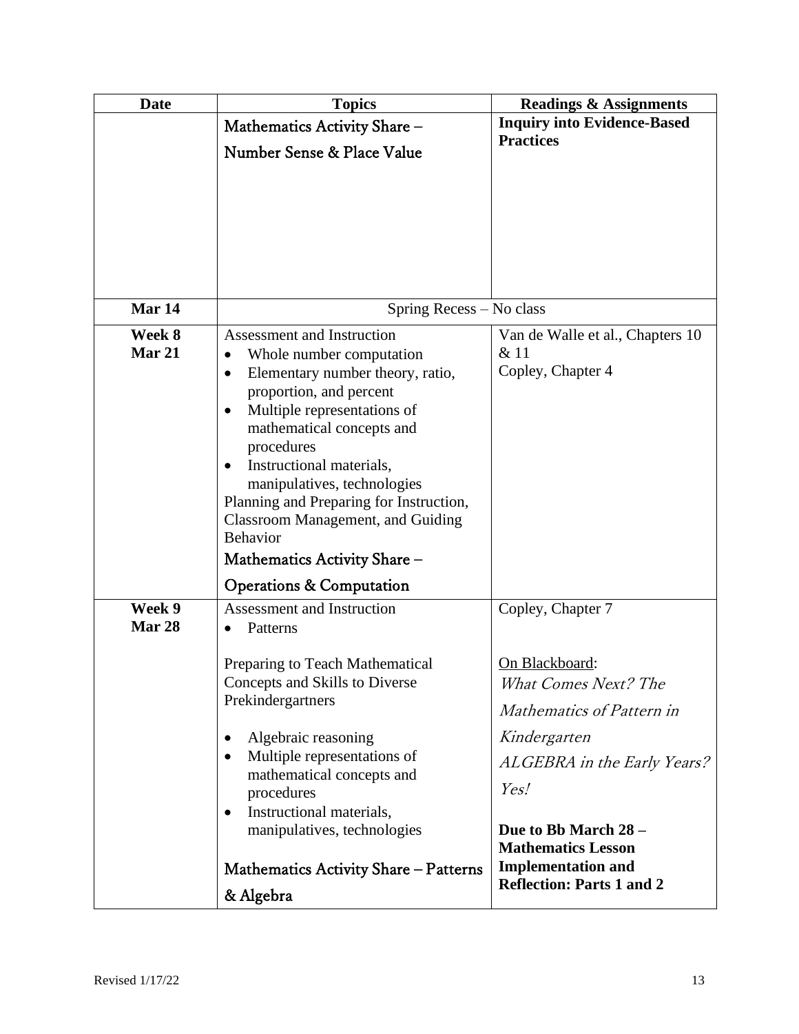| Date | Topics | Readings & Assignments |
|---|---|---|
| | Mathematics Activity Share – Number Sense & Place Value | **Inquiry into Evidence-Based Practices** |
| **Mar 14** | Spring Recess – No class | |
| **Week 8 Mar 21** | Assessment and Instruction<br>• Whole number computation<br>• Elementary number theory, ratio, proportion, and percent<br>• Multiple representations of mathematical concepts and procedures<br>• Instructional materials, manipulatives, technologies<br>Planning and Preparing for Instruction, Classroom Management, and Guiding Behavior<br>Mathematics Activity Share – Operations & Computation | Van de Walle et al., Chapters 10 & 11<br>Copley, Chapter 4 |
| **Week 9 Mar 28** | Assessment and Instruction<br>• Patterns<br><br>Preparing to Teach Mathematical Concepts and Skills to Diverse Prekindergartners<br><br>• Algebraic reasoning<br>• Multiple representations of mathematical concepts and procedures<br>• Instructional materials, manipulatives, technologies<br><br>Mathematics Activity Share – Patterns & Algebra | Copley, Chapter 7<br><br>On Blackboard:<br>*What Comes Next? The Mathematics of Pattern in Kindergarten*<br>*ALGEBRA in the Early Years? Yes!*<br><br>**Due to Bb March 28 – Mathematics Lesson Implementation and Reflection: Parts 1 and 2** |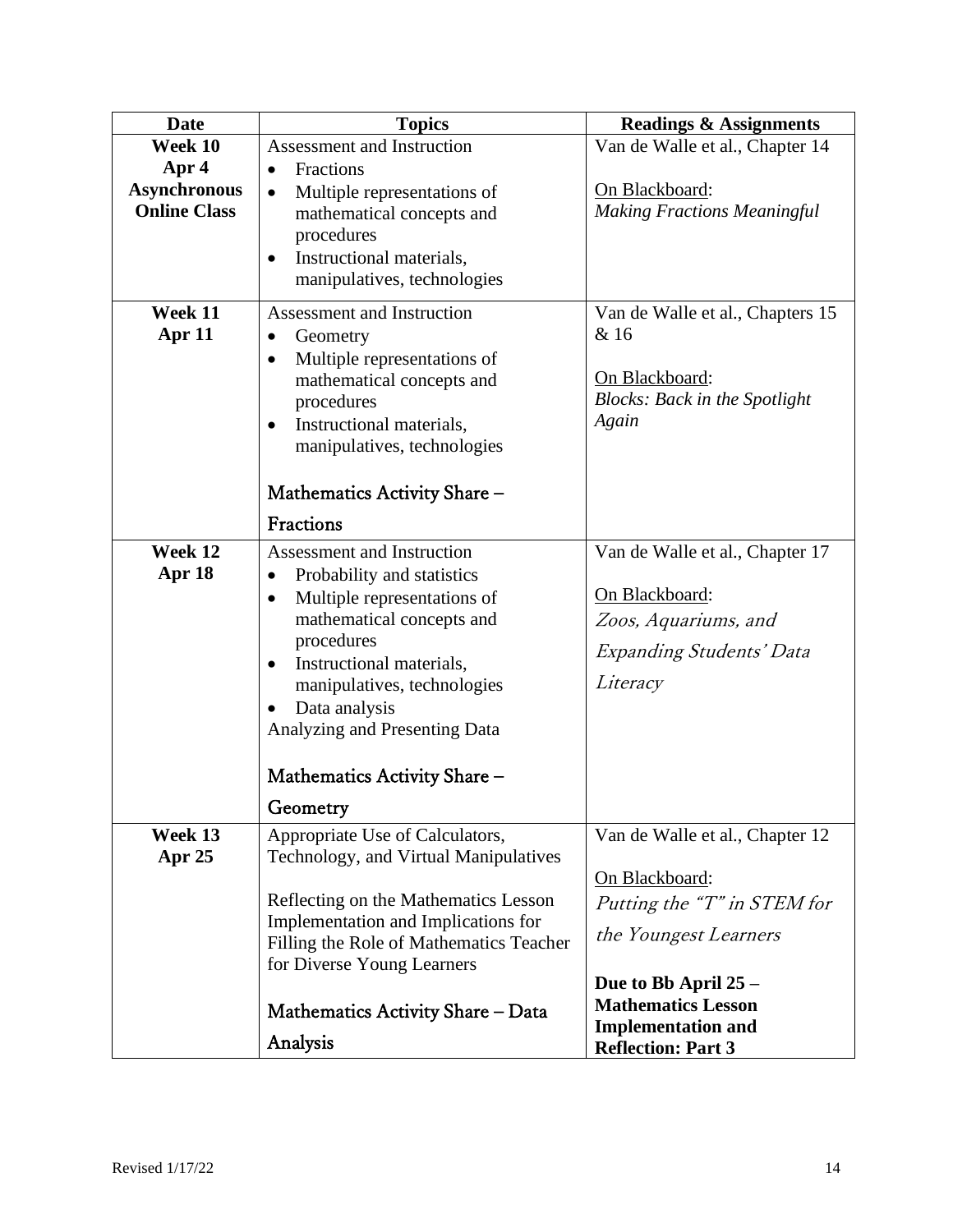| Date | Topics | Readings & Assignments |
|---|---|---|
| **Week 10**<br>**Apr 4**<br>**Asynchronous Online Class** | Assessment and Instruction<br>• Fractions<br>• Multiple representations of mathematical concepts and procedures<br>• Instructional materials, manipulatives, technologies | Van de Walle et al., Chapter 14<br><br>On Blackboard:<br>*Making Fractions Meaningful* |
| **Week 11**<br>**Apr 11** | Assessment and Instruction<br>• Geometry<br>• Multiple representations of mathematical concepts and procedures<br>• Instructional materials, manipulatives, technologies<br><br>Mathematics Activity Share – Fractions | Van de Walle et al., Chapters 15 & 16<br><br>On Blackboard:<br>*Blocks: Back in the Spotlight Again* |
| **Week 12**<br>**Apr 18** | Assessment and Instruction<br>• Probability and statistics<br>• Multiple representations of mathematical concepts and procedures<br>• Instructional materials, manipulatives, technologies<br>• Data analysis<br>Analyzing and Presenting Data<br><br>Mathematics Activity Share – Geometry | Van de Walle et al., Chapter 17<br><br>On Blackboard:<br>*Zoos, Aquariums, and Expanding Students' Data Literacy* |
| **Week 13**<br>**Apr 25** | Appropriate Use of Calculators, Technology, and Virtual Manipulatives<br><br>Reflecting on the Mathematics Lesson Implementation and Implications for Filling the Role of Mathematics Teacher for Diverse Young Learners<br><br>Mathematics Activity Share – Data Analysis | Van de Walle et al., Chapter 12<br><br>On Blackboard:<br>*Putting the "T" in STEM for the Youngest Learners*<br><br>**Due to Bb April 25 – Mathematics Lesson Implementation and Reflection: Part 3** |

Revised 1/17/22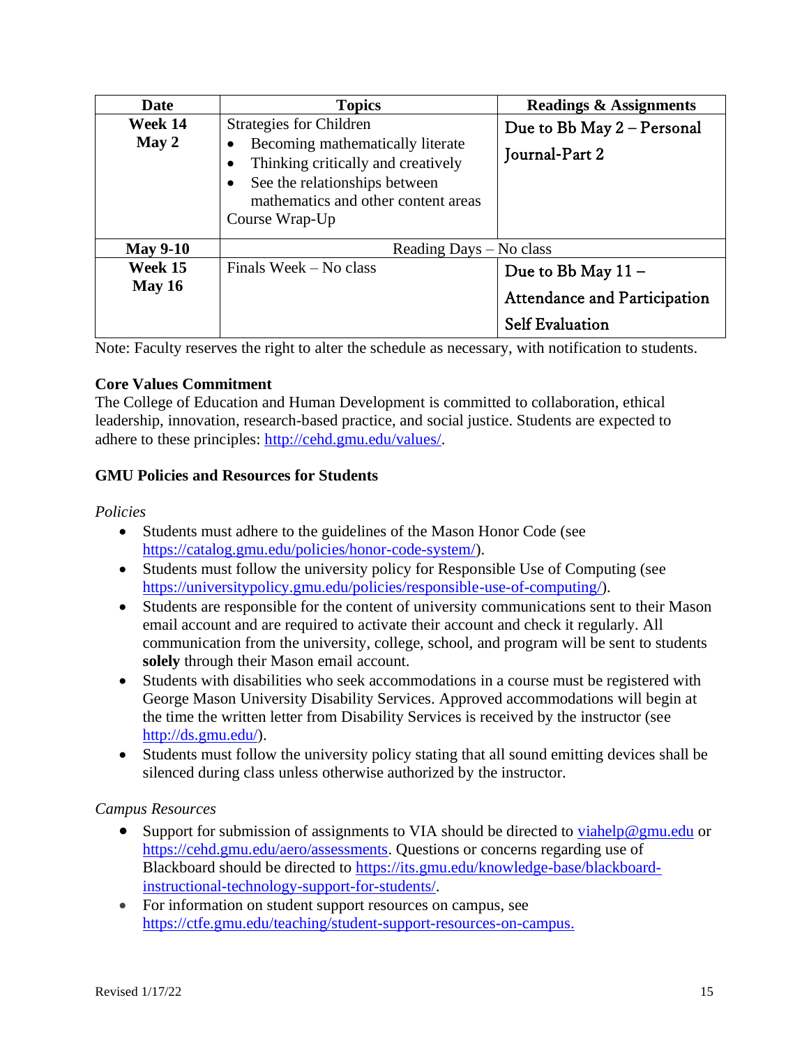| Date | Topics | Readings & Assignments |
|---|---|---|
| **Week 14** **May 2** | Strategies for Children<br>• Becoming mathematically literate<br>• Thinking critically and creatively<br>• See the relationships between mathematics and other content areas<br>Course Wrap-Up | Due to Bb May 2 – Personal Journal-Part 2 |
| **May 9-10** | Reading Days – No class | |
| **Week 15** **May 16** | Finals Week – No class | Due to Bb May 11 – Attendance and Participation Self Evaluation |

Note: Faculty reserves the right to alter the schedule as necessary, with notification to students.

**Core Values Commitment**

The College of Education and Human Development is committed to collaboration, ethical leadership, innovation, research-based practice, and social justice. Students are expected to adhere to these principles: http://cehd.gmu.edu/values/.

**GMU Policies and Resources for Students**

*Policies*

- Students must adhere to the guidelines of the Mason Honor Code (see https://catalog.gmu.edu/policies/honor-code-system/).
- Students must follow the university policy for Responsible Use of Computing (see https://universitypolicy.gmu.edu/policies/responsible-use-of-computing/).
- Students are responsible for the content of university communications sent to their Mason email account and are required to activate their account and check it regularly. All communication from the university, college, school, and program will be sent to students **solely** through their Mason email account.
- Students with disabilities who seek accommodations in a course must be registered with George Mason University Disability Services. Approved accommodations will begin at the time the written letter from Disability Services is received by the instructor (see http://ds.gmu.edu/).
- Students must follow the university policy stating that all sound emitting devices shall be silenced during class unless otherwise authorized by the instructor.

*Campus Resources*

- Support for submission of assignments to VIA should be directed to viahelp@gmu.edu or https://cehd.gmu.edu/aero/assessments. Questions or concerns regarding use of Blackboard should be directed to https://its.gmu.edu/knowledge-base/blackboard-instructional-technology-support-for-students/.
- For information on student support resources on campus, see https://ctfe.gmu.edu/teaching/student-support-resources-on-campus.

Revised 1/17/22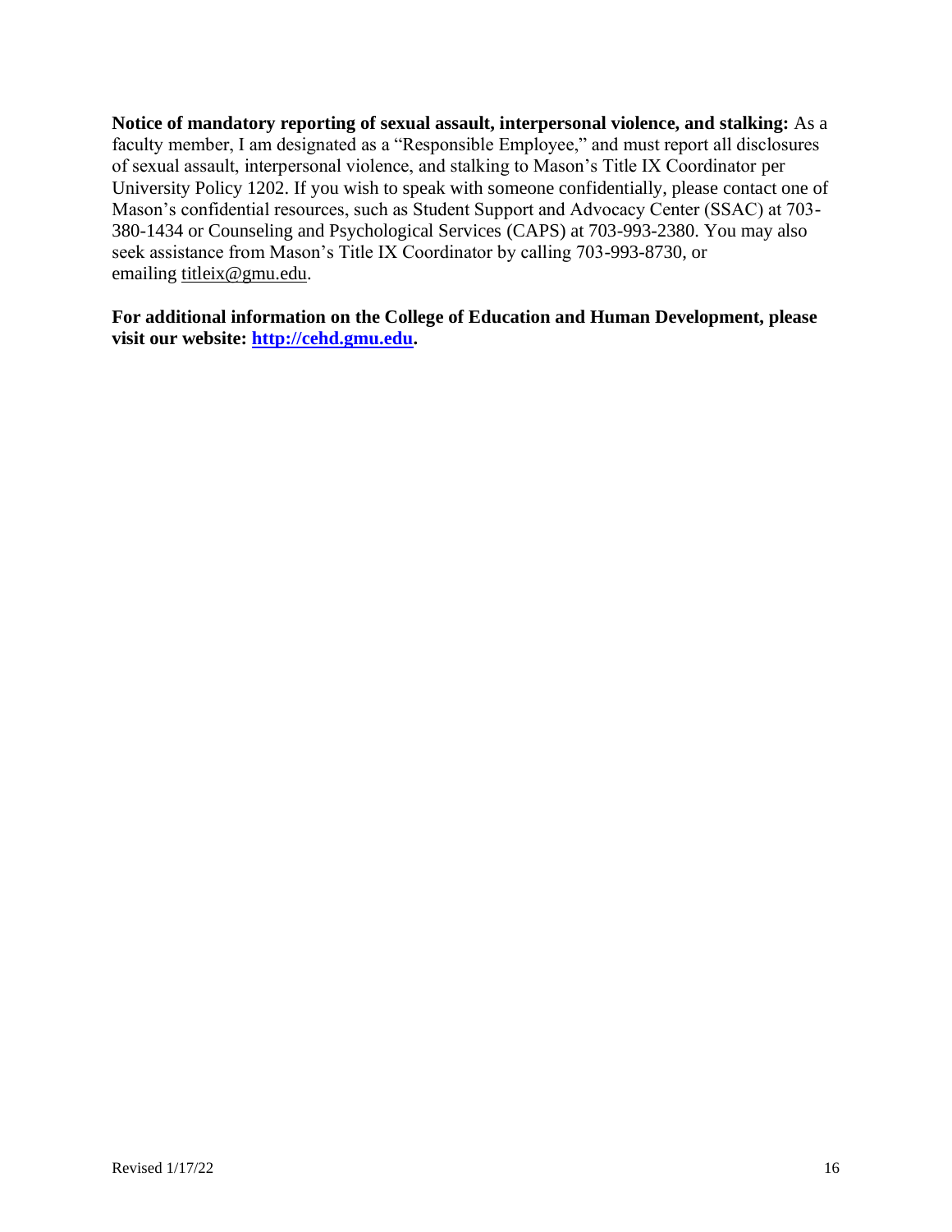**Notice of mandatory reporting of sexual assault, interpersonal violence, and stalking:** As a faculty member, I am designated as a "Responsible Employee," and must report all disclosures of sexual assault, interpersonal violence, and stalking to Mason's Title IX Coordinator per University Policy 1202. If you wish to speak with someone confidentially, please contact one of Mason's confidential resources, such as Student Support and Advocacy Center (SSAC) at 703-380-1434 or Counseling and Psychological Services (CAPS) at 703-993-2380. You may also seek assistance from Mason's Title IX Coordinator by calling 703-993-8730, or emailing titleix@gmu.edu.

**For additional information on the College of Education and Human Development, please visit our website: [http://cehd.gmu.edu](http://cehd.gmu.edu).**